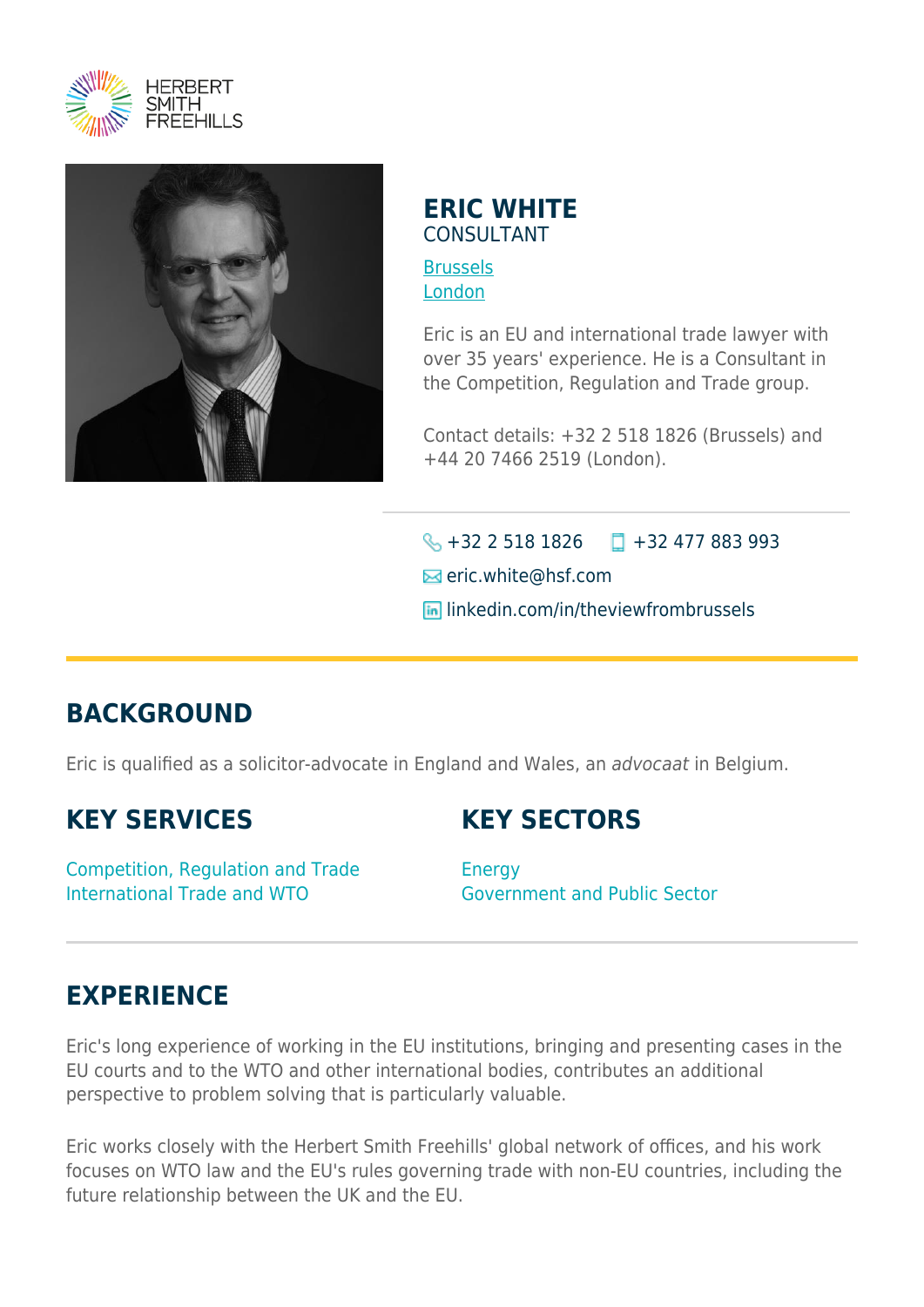HERBERT SMITH FREEHILLS

# ERIC WHITE

CONSULTANT

Brussels
London

Eric is an EU and international trade lawyer with over 35 years' experience. He is a Consultant in the Competition, Regulation and Trade group.

Contact details: +32 2 518 1826 (Brussels) and +44 20 7466 2519 (London).

+32 2 518 1826 +32 477 883 993

eric.white@hsf.com

linkedin.com/in/theviewfrombrussels

## BACKGROUND

Eric is qualified as a solicitor-advocate in England and Wales, an *advocaat* in Belgium.

## KEY SERVICES

Competition, Regulation and Trade
International Trade and WTO

## KEY SECTORS

Energy
Government and Public Sector

## EXPERIENCE

Eric's long experience of working in the EU institutions, bringing and presenting cases in the EU courts and to the WTO and other international bodies, contributes an additional perspective to problem solving that is particularly valuable.

Eric works closely with the Herbert Smith Freehills' global network of offices, and his work focuses on WTO law and the EU's rules governing trade with non-EU countries, including the future relationship between the UK and the EU.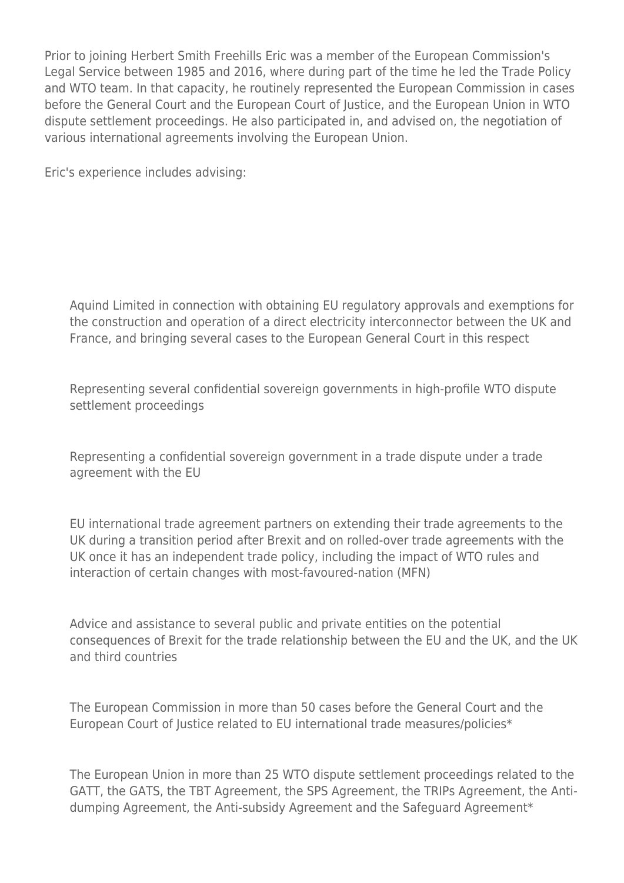Prior to joining Herbert Smith Freehills Eric was a member of the European Commission's Legal Service between 1985 and 2016, where during part of the time he led the Trade Policy and WTO team. In that capacity, he routinely represented the European Commission in cases before the General Court and the European Court of Justice, and the European Union in WTO dispute settlement proceedings. He also participated in, and advised on, the negotiation of various international agreements involving the European Union.

Eric's experience includes advising:

- Aquind Limited in connection with obtaining EU regulatory approvals and exemptions for the construction and operation of a direct electricity interconnector between the UK and France, and bringing several cases to the European General Court in this respect
- Representing several confidential sovereign governments in high-profile WTO dispute settlement proceedings
- Representing a confidential sovereign government in a trade dispute under a trade agreement with the EU
- EU international trade agreement partners on extending their trade agreements to the UK during a transition period after Brexit and on rolled-over trade agreements with the UK once it has an independent trade policy, including the impact of WTO rules and interaction of certain changes with most-favoured-nation (MFN)
- Advice and assistance to several public and private entities on the potential consequences of Brexit for the trade relationship between the EU and the UK, and the UK and third countries
- The European Commission in more than 50 cases before the General Court and the European Court of Justice related to EU international trade measures/policies*
- The European Union in more than 25 WTO dispute settlement proceedings related to the GATT, the GATS, the TBT Agreement, the SPS Agreement, the TRIPs Agreement, the Anti-dumping Agreement, the Anti-subsidy Agreement and the Safeguard Agreement*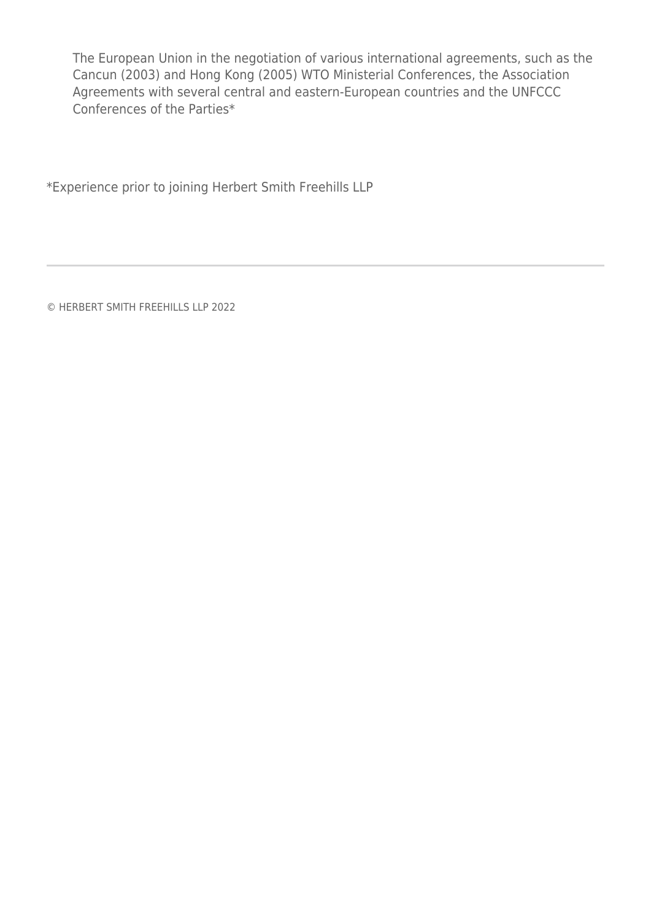The European Union in the negotiation of various international agreements, such as the Cancun (2003) and Hong Kong (2005) WTO Ministerial Conferences, the Association Agreements with several central and eastern-European countries and the UNFCCC Conferences of the Parties*

*Experience prior to joining Herbert Smith Freehills LLP

---

© HERBERT SMITH FREEHILLS LLP 2022